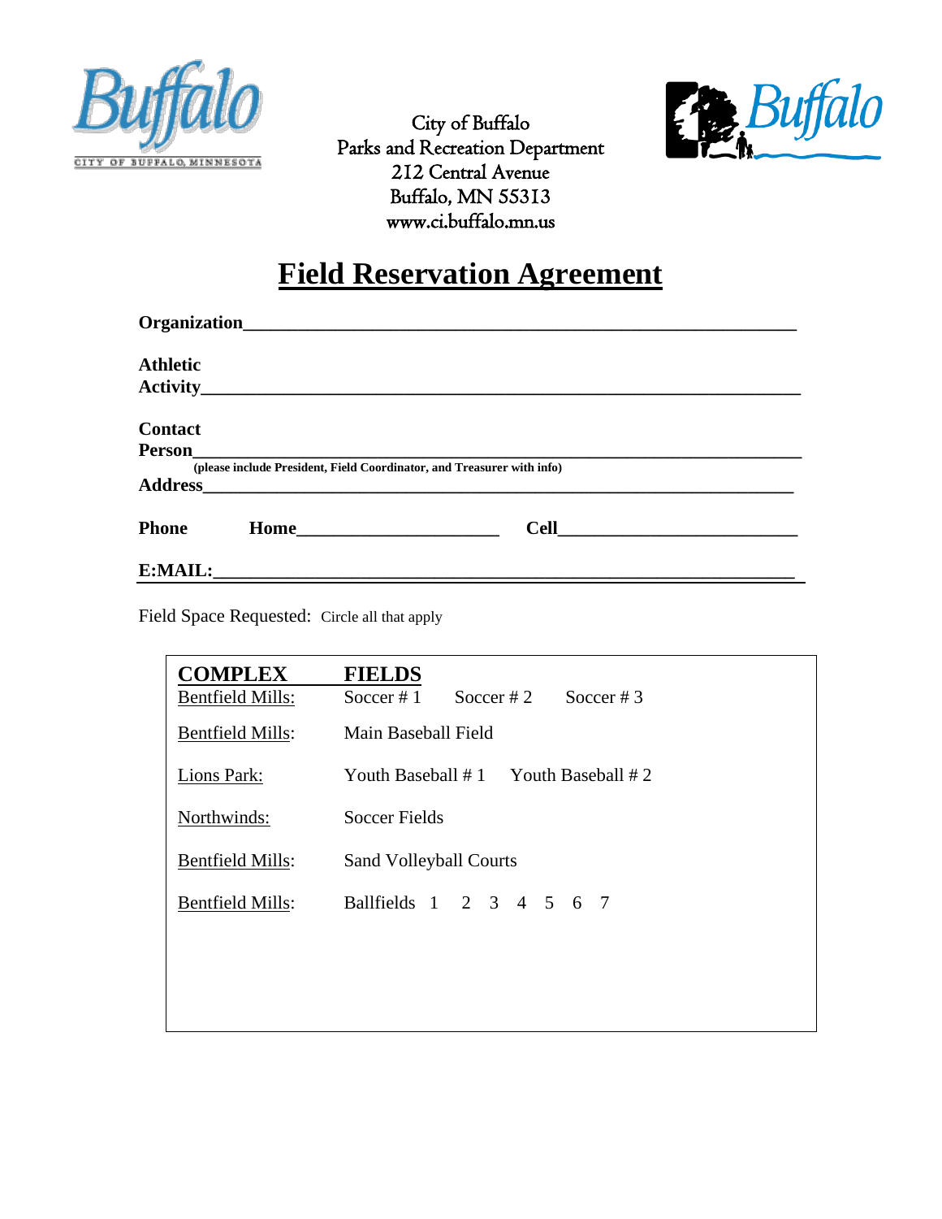City of Buffalo
Parks and Recreation Department
212 Central Avenue
Buffalo, MN 55313
www.ci.buffalo.mn.us

# Field Reservation Agreement

**Organization**\_\_\_\_\_\_\_\_\_\_\_\_\_\_\_\_\_\_\_\_\_\_\_\_\_\_\_\_\_\_\_\_\_\_\_\_\_\_\_\_\_\_\_\_\_\_\_\_\_\_\_\_\_\_\_\_\_\_\_\_

**Athletic Activity**\_\_\_\_\_\_\_\_\_\_\_\_\_\_\_\_\_\_\_\_\_\_\_\_\_\_\_\_\_\_\_\_\_\_\_\_\_\_\_\_\_\_\_\_\_\_\_\_\_\_\_\_\_\_\_\_\_\_\_\_

**Contact Person**\_\_\_\_\_\_\_\_\_\_\_\_\_\_\_\_\_\_\_\_\_\_\_\_\_\_\_\_\_\_\_\_\_\_\_\_\_\_\_\_\_\_\_\_\_\_\_\_\_\_\_\_\_\_\_\_\_\_\_\_

**(please include President, Field Coordinator, and Treasurer with info)**

**Address**\_\_\_\_\_\_\_\_\_\_\_\_\_\_\_\_\_\_\_\_\_\_\_\_\_\_\_\_\_\_\_\_\_\_\_\_\_\_\_\_\_\_\_\_\_\_\_\_\_\_\_\_\_\_\_\_\_\_\_\_

**Phone** **Home**\_\_\_\_\_\_\_\_\_\_\_\_\_\_\_\_\_\_\_\_\_\_ **Cell**\_\_\_\_\_\_\_\_\_\_\_\_\_\_\_\_\_\_\_\_\_\_\_\_\_\_

**E:MAIL:**\_\_\_\_\_\_\_\_\_\_\_\_\_\_\_\_\_\_\_\_\_\_\_\_\_\_\_\_\_\_\_\_\_\_\_\_\_\_\_\_\_\_\_\_\_\_\_\_\_\_\_\_\_\_\_\_\_\_\_\_

Field Space Requested: Circle all that apply

| COMPLEX | FIELDS |
|---|---|
| Bentfield Mills: | Soccer # 1 Soccer # 2 Soccer # 3 |
| Bentfield Mills: | Main Baseball Field |
| Lions Park: | Youth Baseball # 1 Youth Baseball # 2 |
| Northwinds: | Soccer Fields |
| Bentfield Mills: | Sand Volleyball Courts |
| Bentfield Mills: | Ballfields 1 2 3 4 5 6 7 |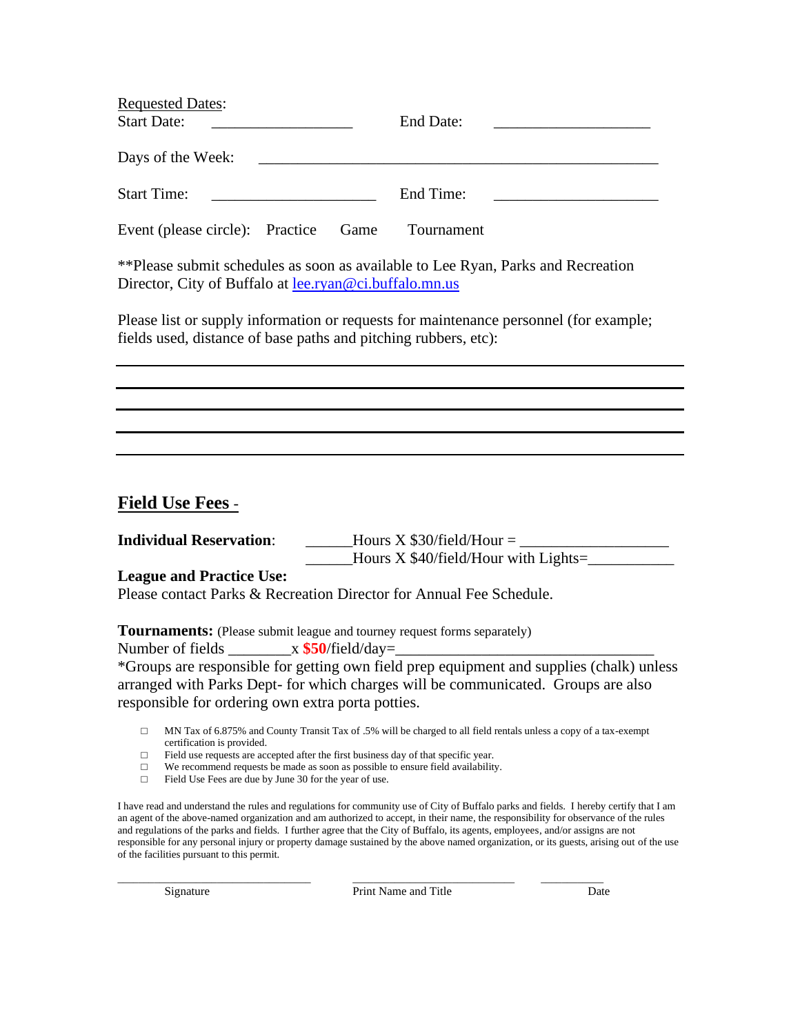Requested Dates:
Start Date: __________________ End Date: ____________________

Days of the Week: ___________________________________________________

Start Time: _____________________ End Time: _____________________

Event (please circle): Practice Game Tournament

**Please submit schedules as soon as available to Lee Ryan, Parks and Recreation Director, City of Buffalo at lee.ryan@ci.buffalo.mn.us

Please list or supply information or requests for maintenance personnel (for example; fields used, distance of base paths and pitching rubbers, etc):

___________________________________________________________________________

___________________________________________________________________________

___________________________________________________________________________

___________________________________________________________________________

___________________________________________________________________________

## Field Use Fees -

**Individual Reservation**: ______Hours X $30/field/Hour = ___________________
______Hours X $40/field/Hour with Lights=___________

**League and Practice Use:**
Please contact Parks & Recreation Director for Annual Fee Schedule.

**Tournaments:** (Please submit league and tourney request forms separately)
Number of fields ________x $50/field/day=_________________________________
*Groups are responsible for getting own field prep equipment and supplies (chalk) unless arranged with Parks Dept- for which charges will be communicated. Groups are also responsible for ordering own extra porta potties.

- □ MN Tax of 6.875% and County Transit Tax of .5% will be charged to all field rentals unless a copy of a tax-exempt certification is provided.
- □ Field use requests are accepted after the first business day of that specific year.
- □ We recommend requests be made as soon as possible to ensure field availability.
- □ Field Use Fees are due by June 30 for the year of use.

I have read and understand the rules and regulations for community use of City of Buffalo parks and fields. I hereby certify that I am an agent of the above-named organization and am authorized to accept, in their name, the responsibility for observance of the rules and regulations of the parks and fields. I further agree that the City of Buffalo, its agents, employees, and/or assigns are not responsible for any personal injury or property damage sustained by the above named organization, or its guests, arising out of the use of the facilities pursuant to this permit.

________________________________ ___________________________ __________
Signature Print Name and Title Date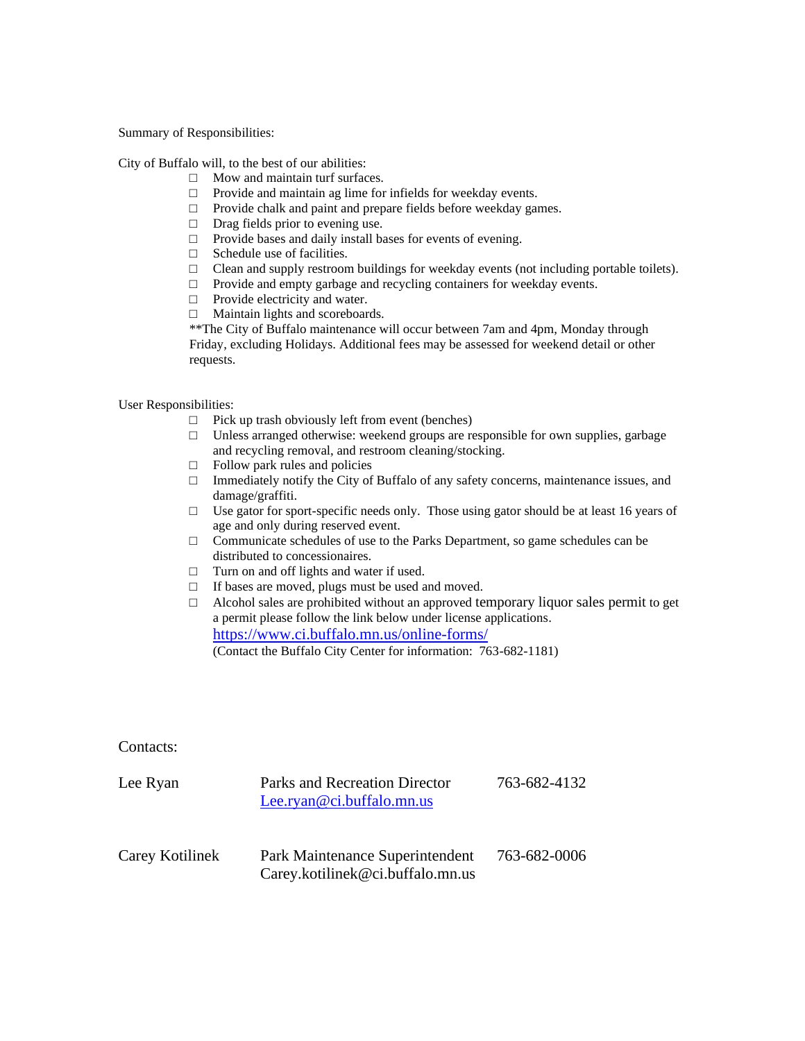Summary of Responsibilities:

City of Buffalo will, to the best of our abilities:

- Mow and maintain turf surfaces.
- Provide and maintain ag lime for infields for weekday events.
- Provide chalk and paint and prepare fields before weekday games.
- Drag fields prior to evening use.
- Provide bases and daily install bases for events of evening.
- Schedule use of facilities.
- Clean and supply restroom buildings for weekday events (not including portable toilets).
- Provide and empty garbage and recycling containers for weekday events.
- Provide electricity and water.
- Maintain lights and scoreboards.

**The City of Buffalo maintenance will occur between 7am and 4pm, Monday through Friday, excluding Holidays. Additional fees may be assessed for weekend detail or other requests.

User Responsibilities:

- Pick up trash obviously left from event (benches)
- Unless arranged otherwise: weekend groups are responsible for own supplies, garbage and recycling removal, and restroom cleaning/stocking.
- Follow park rules and policies
- Immediately notify the City of Buffalo of any safety concerns, maintenance issues, and damage/graffiti.
- Use gator for sport-specific needs only. Those using gator should be at least 16 years of age and only during reserved event.
- Communicate schedules of use to the Parks Department, so game schedules can be distributed to concessionaires.
- Turn on and off lights and water if used.
- If bases are moved, plugs must be used and moved.
- Alcohol sales are prohibited without an approved temporary liquor sales permit to get a permit please follow the link below under license applications.
  https://www.ci.buffalo.mn.us/online-forms/
  (Contact the Buffalo City Center for information: 763-682-1181)

Contacts:

| | | |
|---|---|---|
| Lee Ryan | Parks and Recreation Director<br>Lee.ryan@ci.buffalo.mn.us | 763-682-4132 |
| Carey Kotilinek | Park Maintenance Superintendent<br>Carey.kotilinek@ci.buffalo.mn.us | 763-682-0006 |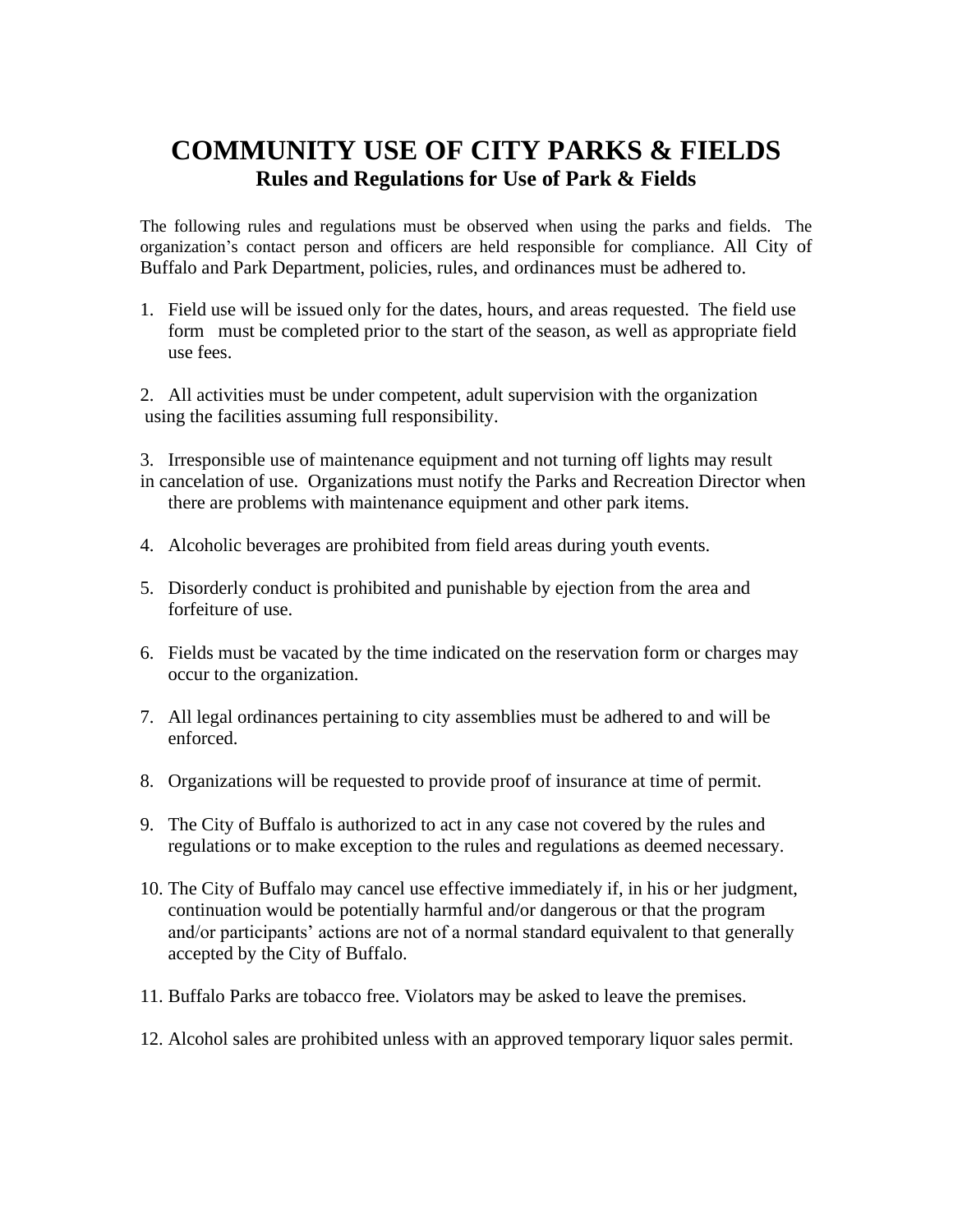# COMMUNITY USE OF CITY PARKS & FIELDS

## Rules and Regulations for Use of Park & Fields

The following rules and regulations must be observed when using the parks and fields. The organization's contact person and officers are held responsible for compliance. All City of Buffalo and Park Department, policies, rules, and ordinances must be adhered to.

1. Field use will be issued only for the dates, hours, and areas requested. The field use form must be completed prior to the start of the season, as well as appropriate field use fees.

2. All activities must be under competent, adult supervision with the organization using the facilities assuming full responsibility.

3. Irresponsible use of maintenance equipment and not turning off lights may result in cancelation of use. Organizations must notify the Parks and Recreation Director when there are problems with maintenance equipment and other park items.

4. Alcoholic beverages are prohibited from field areas during youth events.

5. Disorderly conduct is prohibited and punishable by ejection from the area and forfeiture of use.

6. Fields must be vacated by the time indicated on the reservation form or charges may occur to the organization.

7. All legal ordinances pertaining to city assemblies must be adhered to and will be enforced.

8. Organizations will be requested to provide proof of insurance at time of permit.

9. The City of Buffalo is authorized to act in any case not covered by the rules and regulations or to make exception to the rules and regulations as deemed necessary.

10. The City of Buffalo may cancel use effective immediately if, in his or her judgment, continuation would be potentially harmful and/or dangerous or that the program and/or participants' actions are not of a normal standard equivalent to that generally accepted by the City of Buffalo.

11. Buffalo Parks are tobacco free. Violators may be asked to leave the premises.

12. Alcohol sales are prohibited unless with an approved temporary liquor sales permit.